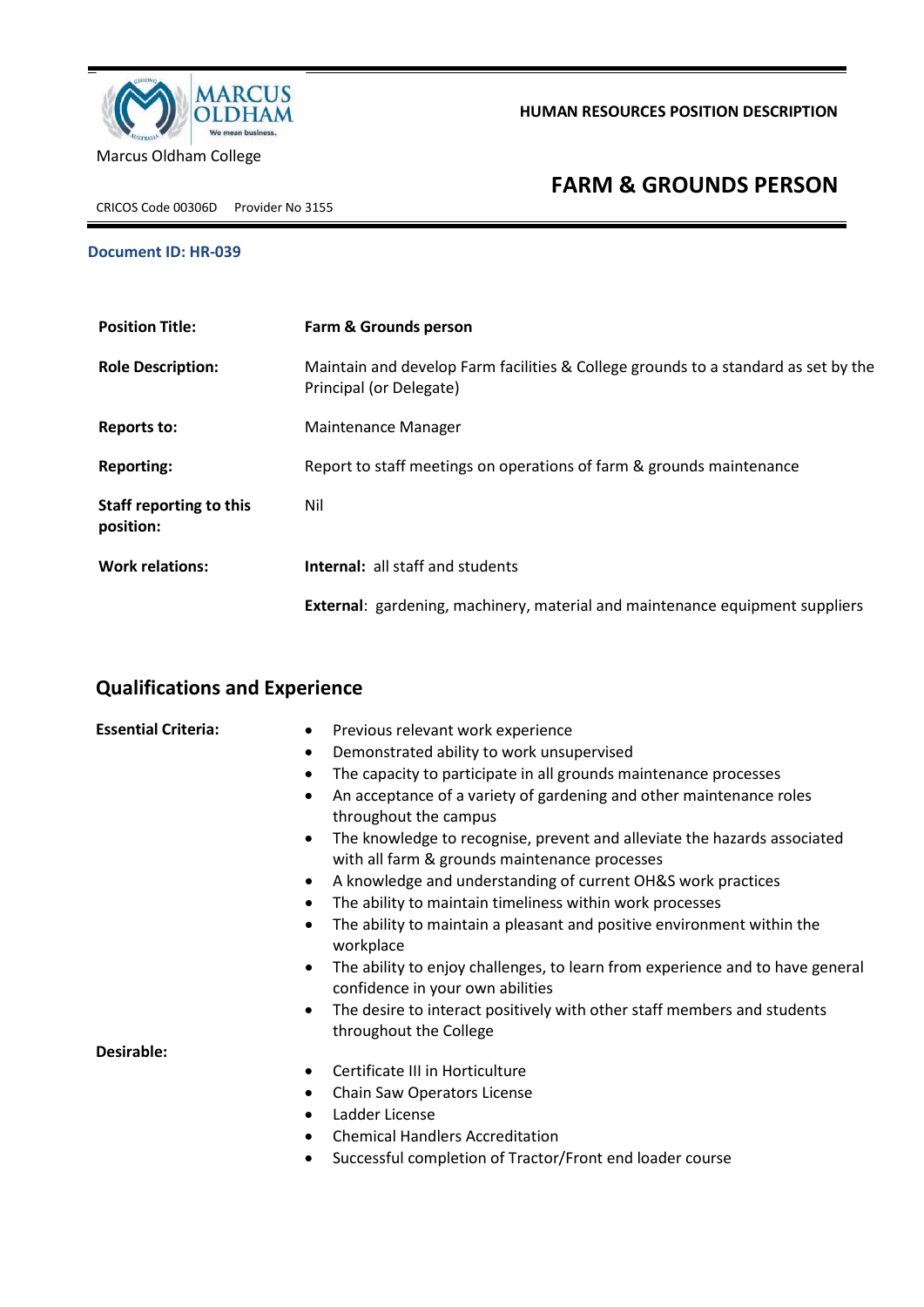Marcus Oldham College

**HUMAN RESOURCES POSITION DESCRIPTION**

# FARM & GROUNDS PERSON

CRICOS Code 00306D Provider No 3155

**Document ID: HR-039**

| | |
|---|---|
| **Position Title:** | **Farm & Grounds person** |
| **Role Description:** | Maintain and develop Farm facilities & College grounds to a standard as set by the Principal (or Delegate) |
| **Reports to:** | Maintenance Manager |
| **Reporting:** | Report to staff meetings on operations of farm & grounds maintenance |
| **Staff reporting to this position:** | Nil |
| **Work relations:** | **Internal:** all staff and students |
| | **External**: gardening, machinery, material and maintenance equipment suppliers |

## Qualifications and Experience

**Essential Criteria:**

- Previous relevant work experience
- Demonstrated ability to work unsupervised
- The capacity to participate in all grounds maintenance processes
- An acceptance of a variety of gardening and other maintenance roles throughout the campus
- The knowledge to recognise, prevent and alleviate the hazards associated with all farm & grounds maintenance processes
- A knowledge and understanding of current OH&S work practices
- The ability to maintain timeliness within work processes
- The ability to maintain a pleasant and positive environment within the workplace
- The ability to enjoy challenges, to learn from experience and to have general confidence in your own abilities
- The desire to interact positively with other staff members and students throughout the College

**Desirable:**

- Certificate III in Horticulture
- Chain Saw Operators License
- Ladder License
- Chemical Handlers Accreditation
- Successful completion of Tractor/Front end loader course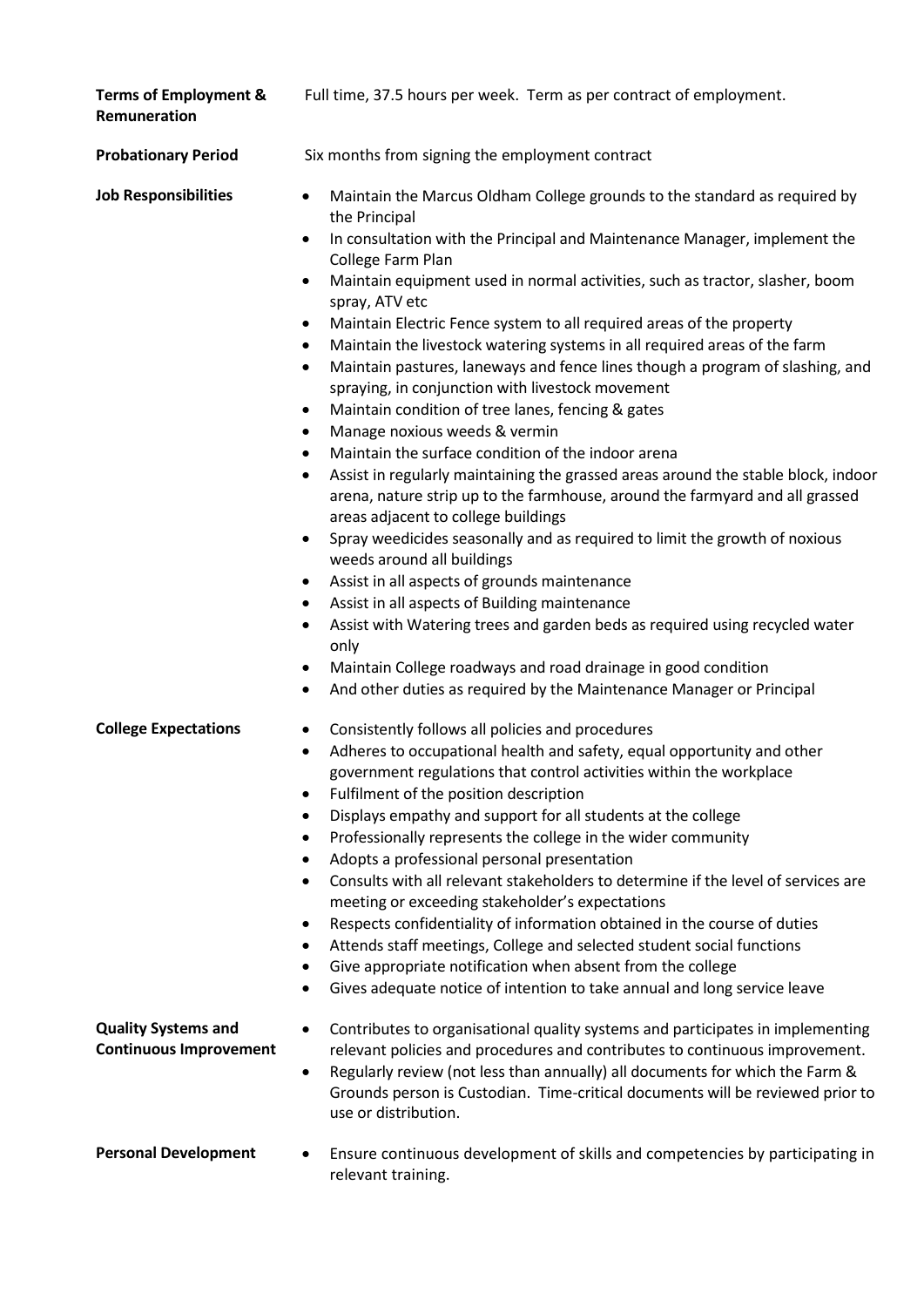**Terms of Employment & Remuneration**

Full time, 37.5 hours per week. Term as per contract of employment.

**Probationary Period**

Six months from signing the employment contract

**Job Responsibilities**

- Maintain the Marcus Oldham College grounds to the standard as required by the Principal
- In consultation with the Principal and Maintenance Manager, implement the College Farm Plan
- Maintain equipment used in normal activities, such as tractor, slasher, boom spray, ATV etc
- Maintain Electric Fence system to all required areas of the property
- Maintain the livestock watering systems in all required areas of the farm
- Maintain pastures, laneways and fence lines though a program of slashing, and spraying, in conjunction with livestock movement
- Maintain condition of tree lanes, fencing & gates
- Manage noxious weeds & vermin
- Maintain the surface condition of the indoor arena
- Assist in regularly maintaining the grassed areas around the stable block, indoor arena, nature strip up to the farmhouse, around the farmyard and all grassed areas adjacent to college buildings
- Spray weedicides seasonally and as required to limit the growth of noxious weeds around all buildings
- Assist in all aspects of grounds maintenance
- Assist in all aspects of Building maintenance
- Assist with Watering trees and garden beds as required using recycled water only
- Maintain College roadways and road drainage in good condition
- And other duties as required by the Maintenance Manager or Principal

**College Expectations**

- Consistently follows all policies and procedures
- Adheres to occupational health and safety, equal opportunity and other government regulations that control activities within the workplace
- Fulfilment of the position description
- Displays empathy and support for all students at the college
- Professionally represents the college in the wider community
- Adopts a professional personal presentation
- Consults with all relevant stakeholders to determine if the level of services are meeting or exceeding stakeholder's expectations
- Respects confidentiality of information obtained in the course of duties
- Attends staff meetings, College and selected student social functions
- Give appropriate notification when absent from the college
- Gives adequate notice of intention to take annual and long service leave

**Quality Systems and Continuous Improvement**

- Contributes to organisational quality systems and participates in implementing relevant policies and procedures and contributes to continuous improvement.
- Regularly review (not less than annually) all documents for which the Farm & Grounds person is Custodian. Time-critical documents will be reviewed prior to use or distribution.

**Personal Development**

- Ensure continuous development of skills and competencies by participating in relevant training.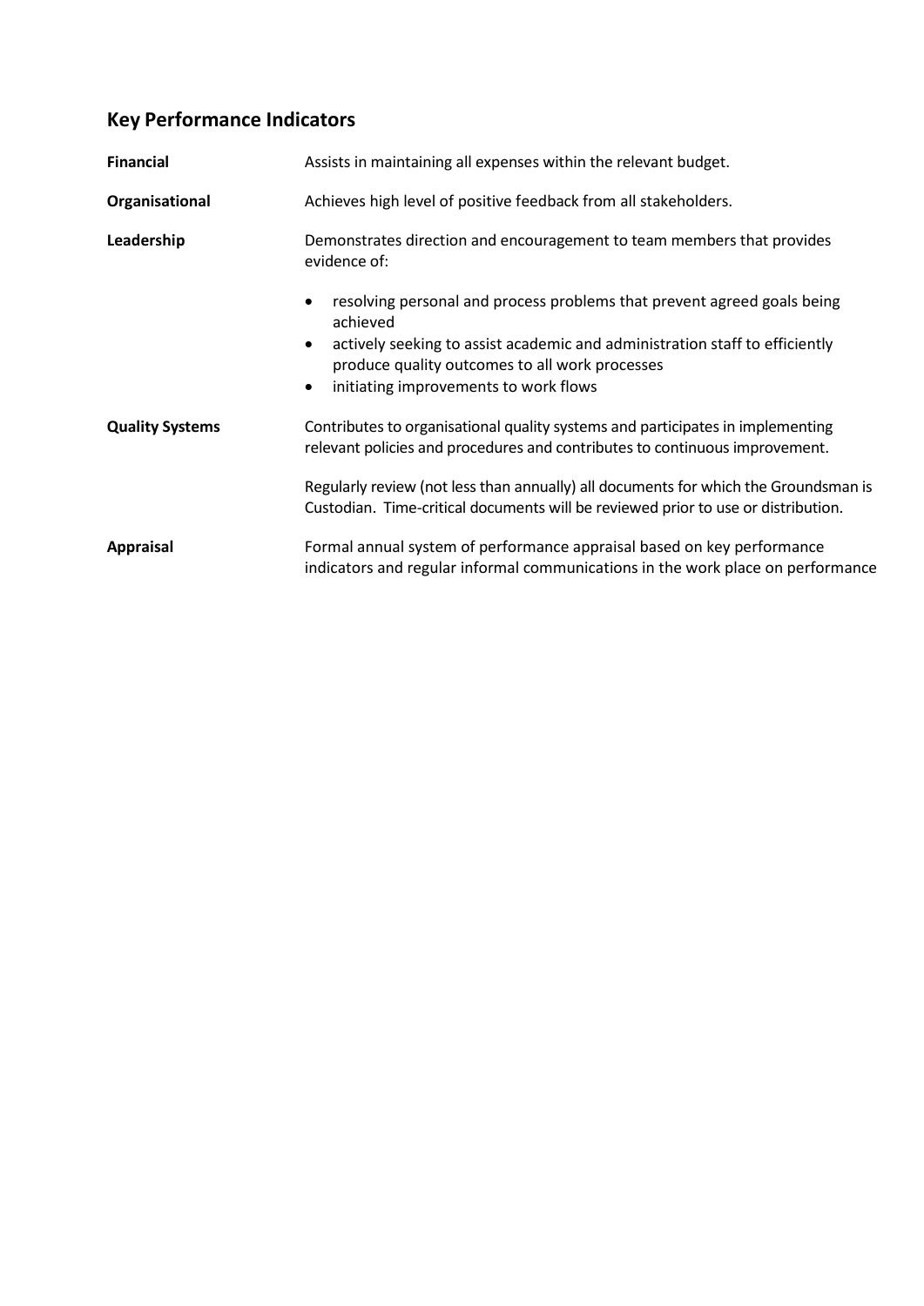## Key Performance Indicators

**Financial**

Assists in maintaining all expenses within the relevant budget.

**Organisational**

Achieves high level of positive feedback from all stakeholders.

**Leadership**

Demonstrates direction and encouragement to team members that provides evidence of:

- resolving personal and process problems that prevent agreed goals being achieved
- actively seeking to assist academic and administration staff to efficiently produce quality outcomes to all work processes
- initiating improvements to work flows

**Quality Systems**

Contributes to organisational quality systems and participates in implementing relevant policies and procedures and contributes to continuous improvement.

Regularly review (not less than annually) all documents for which the Groundsman is Custodian. Time-critical documents will be reviewed prior to use or distribution.

**Appraisal**

Formal annual system of performance appraisal based on key performance indicators and regular informal communications in the work place on performance